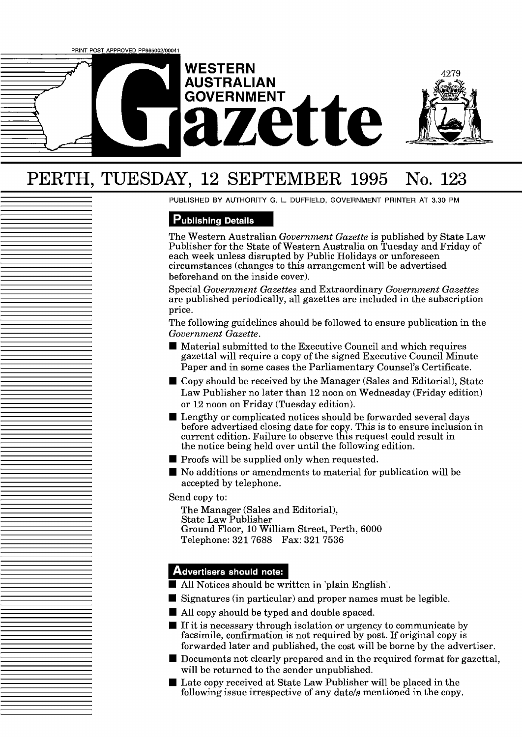PRINT POST APPROVED PP665002/00041

# WESTERN AUSTRALIAN GOVERNMENT Gazette

## PERTH, TUESDAY, 12 SEPTEMBER 1995 No. 123

PUBLISHED BY AUTHORITY G. L. DUFFIELD, GOVERNMENT PRINTER AT 3.30 PM

### Publishing Details

The Western Australian *Government Gazette* is published by State Law Publisher for the State of Western Australia on Tuesday and Friday of each week unless disrupted by Public Holidays or unforeseen circumstances (changes to this arrangement will be advertised beforehand on the inside cover).

Special *Government Gazettes* and Extraordinary *Government Gazettes* are published periodically, all gazettes are included in the subscription price.

The following guidelines should be followed to ensure publication in the *Government Gazette*.

- Material submitted to the Executive Council and which requires gazettal will require a copy of the signed Executive Council Minute Paper and in some cases the Parliamentary Counsel's Certificate.
- Copy should be received by the Manager (Sales and Editorial), State Law Publisher no later than 12 noon on Wednesday (Friday edition) or 12 noon on Friday (Tuesday edition).
- Lengthy or complicated notices should be forwarded several days before advertised closing date for copy. This is to ensure inclusion in current edition. Failure to observe this request could result in the notice being held over until the following edition.
- Proofs will be supplied only when requested.
- No additions or amendments to material for publication will be accepted by telephone.

Send copy to:

The Manager (Sales and Editorial),
State Law Publisher
Ground Floor, 10 William Street, Perth, 6000
Telephone: 321 7688 Fax: 321 7536

### Advertisers should note:

- All Notices should be written in 'plain English'.
- Signatures (in particular) and proper names must be legible.
- All copy should be typed and double spaced.
- If it is necessary through isolation or urgency to communicate by facsimile, confirmation is not required by post. If original copy is forwarded later and published, the cost will be borne by the advertiser.
- Documents not clearly prepared and in the required format for gazettal, will be returned to the sender unpublished.
- Late copy received at State Law Publisher will be placed in the following issue irrespective of any date/s mentioned in the copy.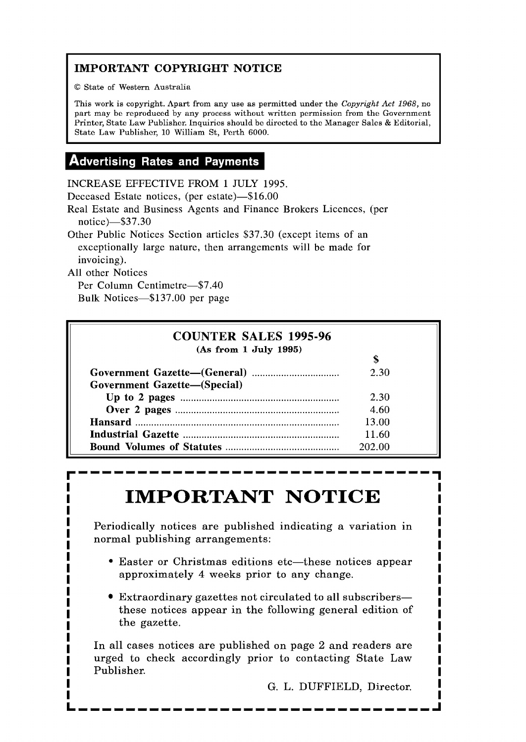**IMPORTANT COPYRIGHT NOTICE**

© State of Western Australia

This work is copyright. Apart from any use as permitted under the *Copyright Act 1968*, no part may be reproduced by any process without written permission from the Government Printer, State Law Publisher. Inquiries should be directed to the Manager Sales & Editorial, State Law Publisher, 10 William St, Perth 6000.

## Advertising Rates and Payments

INCREASE EFFECTIVE FROM 1 JULY 1995.

Deceased Estate notices, (per estate)—$16.00

Real Estate and Business Agents and Finance Brokers Licences, (per notice)—$37.30

Other Public Notices Section articles $37.30 (except items of an exceptionally large nature, then arrangements will be made for invoicing).

All other Notices

Per Column Centimetre—$7.40

Bulk Notices—$137.00 per page

### COUNTER SALES 1995-96

**(As from 1 July 1995)**

| | $ |
|---|---|
| **Government Gazette—(General)** | 2.30 |
| **Government Gazette—(Special)** | |
| **Up to 2 pages** | 2.30 |
| **Over 2 pages** | 4.60 |
| **Hansard** | 13.00 |
| **Industrial Gazette** | 11.60 |
| **Bound Volumes of Statutes** | 202.00 |

# IMPORTANT NOTICE

Periodically notices are published indicating a variation in normal publishing arrangements:

- Easter or Christmas editions etc—these notices appear approximately 4 weeks prior to any change.
- Extraordinary gazettes not circulated to all subscribers—these notices appear in the following general edition of the gazette.

In all cases notices are published on page 2 and readers are urged to check accordingly prior to contacting State Law Publisher.

G. L. DUFFIELD, Director.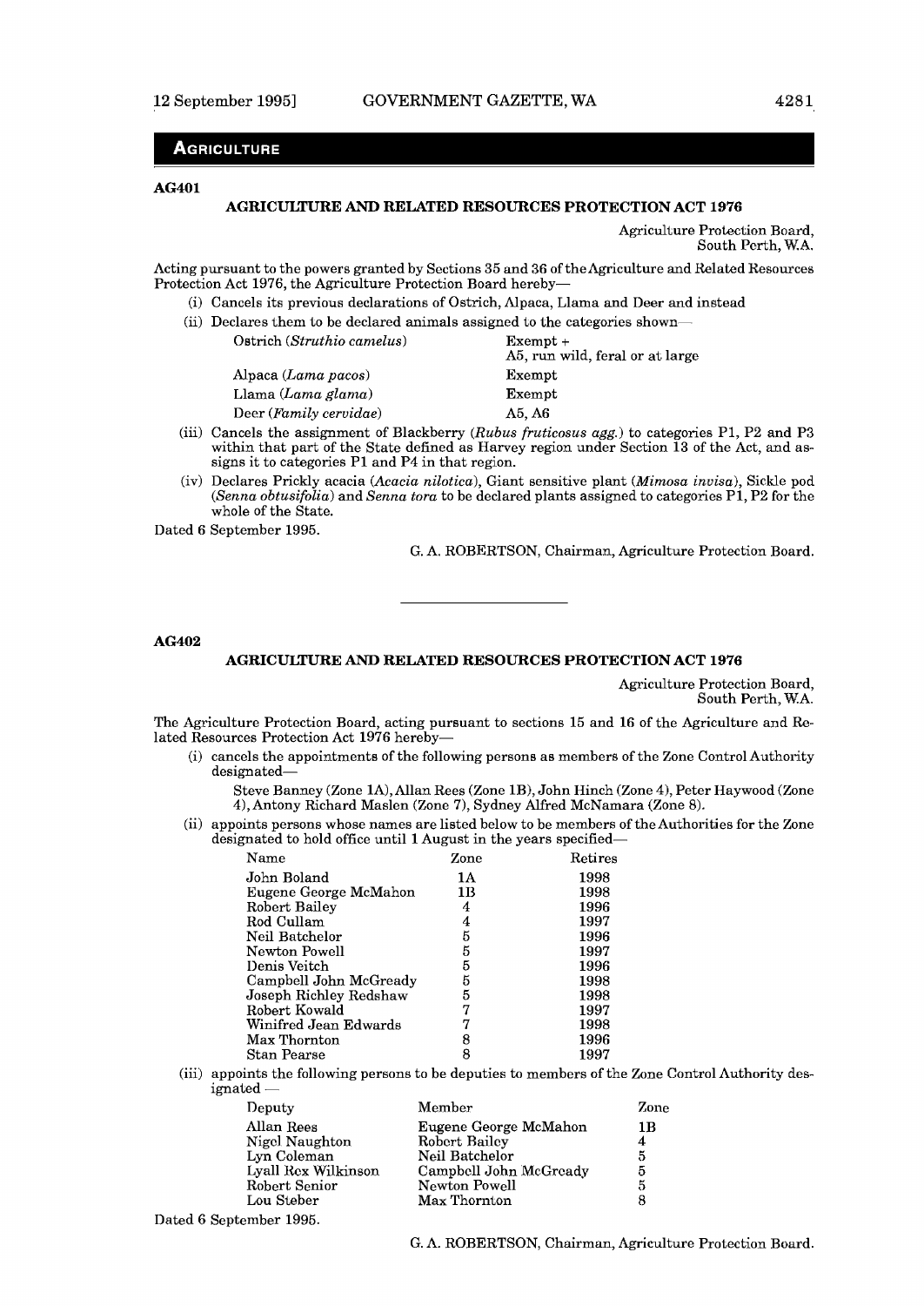## AGRICULTURE

**AG401**

### AGRICULTURE AND RELATED RESOURCES PROTECTION ACT 1976

Agriculture Protection Board,
South Perth, W.A.

Acting pursuant to the powers granted by Sections 35 and 36 of the Agriculture and Related Resources Protection Act 1976, the Agriculture Protection Board hereby—

(i) Cancels its previous declarations of Ostrich, Alpaca, Llama and Deer and instead

(ii) Declares them to be declared animals assigned to the categories shown—

| | |
|---|---|
| Ostrich (*Struthio camelus*) | Exempt + A5, run wild, feral or at large |
| Alpaca (*Lama pacos*) | Exempt |
| Llama (*Lama glama*) | Exempt |
| Deer (*Family cervidae*) | A5, A6 |

(iii) Cancels the assignment of Blackberry (*Rubus fruticosus agg.*) to categories P1, P2 and P3 within that part of the State defined as Harvey region under Section 13 of the Act, and assigns it to categories P1 and P4 in that region.

(iv) Declares Prickly acacia (*Acacia nilotica*), Giant sensitive plant (*Mimosa invisa*), Sickle pod (*Senna obtusifolia*) and *Senna tora* to be declared plants assigned to categories P1, P2 for the whole of the State.

Dated 6 September 1995.

G. A. ROBERTSON, Chairman, Agriculture Protection Board.

---

**AG402**

### AGRICULTURE AND RELATED RESOURCES PROTECTION ACT 1976

Agriculture Protection Board,
South Perth, W.A.

The Agriculture Protection Board, acting pursuant to sections 15 and 16 of the Agriculture and Related Resources Protection Act 1976 hereby—

(i) cancels the appointments of the following persons as members of the Zone Control Authority designated—

Steve Banney (Zone 1A), Allan Rees (Zone 1B), John Hinch (Zone 4), Peter Haywood (Zone 4), Antony Richard Maslen (Zone 7), Sydney Alfred McNamara (Zone 8).

(ii) appoints persons whose names are listed below to be members of the Authorities for the Zone designated to hold office until 1 August in the years specified—

| Name | Zone | Retires |
|---|---|---|
| John Boland | 1A | 1998 |
| Eugene George McMahon | 1B | 1998 |
| Robert Bailey | 4 | 1996 |
| Rod Cullam | 4 | 1997 |
| Neil Batchelor | 5 | 1996 |
| Newton Powell | 5 | 1997 |
| Denis Veitch | 5 | 1996 |
| Campbell John McGready | 5 | 1998 |
| Joseph Richley Redshaw | 5 | 1998 |
| Robert Kowald | 7 | 1997 |
| Winifred Jean Edwards | 7 | 1998 |
| Max Thornton | 8 | 1996 |
| Stan Pearse | 8 | 1997 |

(iii) appoints the following persons to be deputies to members of the Zone Control Authority designated —

| Deputy | Member | Zone |
|---|---|---|
| Allan Rees | Eugene George McMahon | 1B |
| Nigel Naughton | Robert Bailey | 4 |
| Lyn Coleman | Neil Batchelor | 5 |
| Lyall Rex Wilkinson | Campbell John McGready | 5 |
| Robert Senior | Newton Powell | 5 |
| Lou Steber | Max Thornton | 8 |

Dated 6 September 1995.

G. A. ROBERTSON, Chairman, Agriculture Protection Board.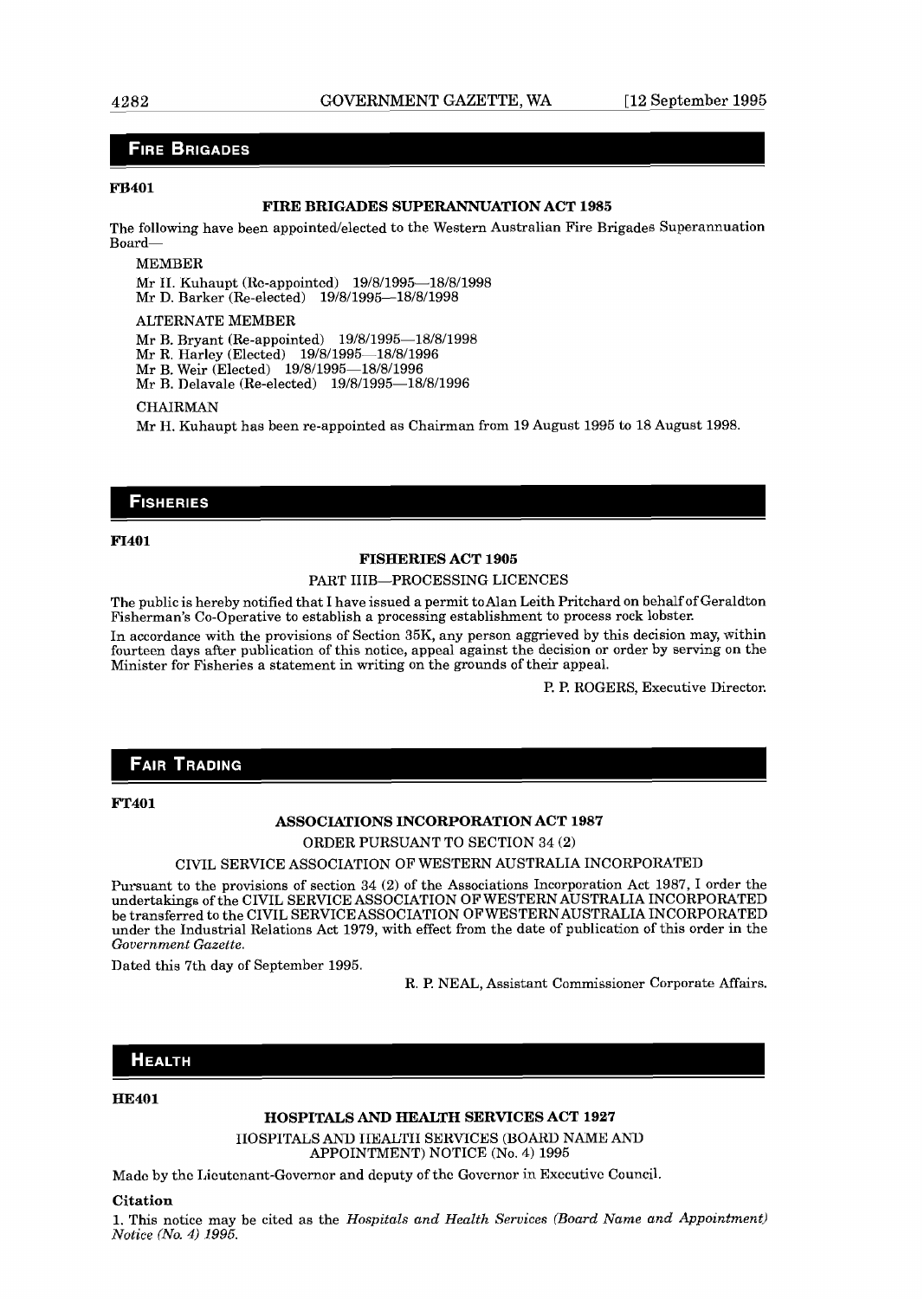## FIRE BRIGADES

**FB401**

**FIRE BRIGADES SUPERANNUATION ACT 1985**

The following have been appointed/elected to the Western Australian Fire Brigades Superannuation Board—

MEMBER

Mr H. Kuhaupt (Re-appointed) 19/8/1995—18/8/1998
Mr D. Barker (Re-elected) 19/8/1995—18/8/1998

ALTERNATE MEMBER

Mr B. Bryant (Re-appointed) 19/8/1995—18/8/1998
Mr R. Harley (Elected) 19/8/1995—18/8/1996
Mr B. Weir (Elected) 19/8/1995—18/8/1996
Mr B. Delavale (Re-elected) 19/8/1995—18/8/1996

CHAIRMAN

Mr H. Kuhaupt has been re-appointed as Chairman from 19 August 1995 to 18 August 1998.

## FISHERIES

**FI401**

**FISHERIES ACT 1905**

PART IIIB—PROCESSING LICENCES

The public is hereby notified that I have issued a permit to Alan Leith Pritchard on behalf of Geraldton Fisherman's Co-Operative to establish a processing establishment to process rock lobster.

In accordance with the provisions of Section 35K, any person aggrieved by this decision may, within fourteen days after publication of this notice, appeal against the decision or order by serving on the Minister for Fisheries a statement in writing on the grounds of their appeal.

P. P. ROGERS, Executive Director.

## FAIR TRADING

**FT401**

**ASSOCIATIONS INCORPORATION ACT 1987**

ORDER PURSUANT TO SECTION 34 (2)

CIVIL SERVICE ASSOCIATION OF WESTERN AUSTRALIA INCORPORATED

Pursuant to the provisions of section 34 (2) of the Associations Incorporation Act 1987, I order the undertakings of the CIVIL SERVICE ASSOCIATION OF WESTERN AUSTRALIA INCORPORATED be transferred to the CIVIL SERVICE ASSOCIATION OF WESTERN AUSTRALIA INCORPORATED under the Industrial Relations Act 1979, with effect from the date of publication of this order in the *Government Gazette*.

Dated this 7th day of September 1995.

R. P. NEAL, Assistant Commissioner Corporate Affairs.

## HEALTH

**HE401**

**HOSPITALS AND HEALTH SERVICES ACT 1927**

HOSPITALS AND HEALTH SERVICES (BOARD NAME AND APPOINTMENT) NOTICE (No. 4) 1995

Made by the Lieutenant-Governor and deputy of the Governor in Executive Council.

**Citation**

1. This notice may be cited as the *Hospitals and Health Services (Board Name and Appointment) Notice (No. 4) 1995*.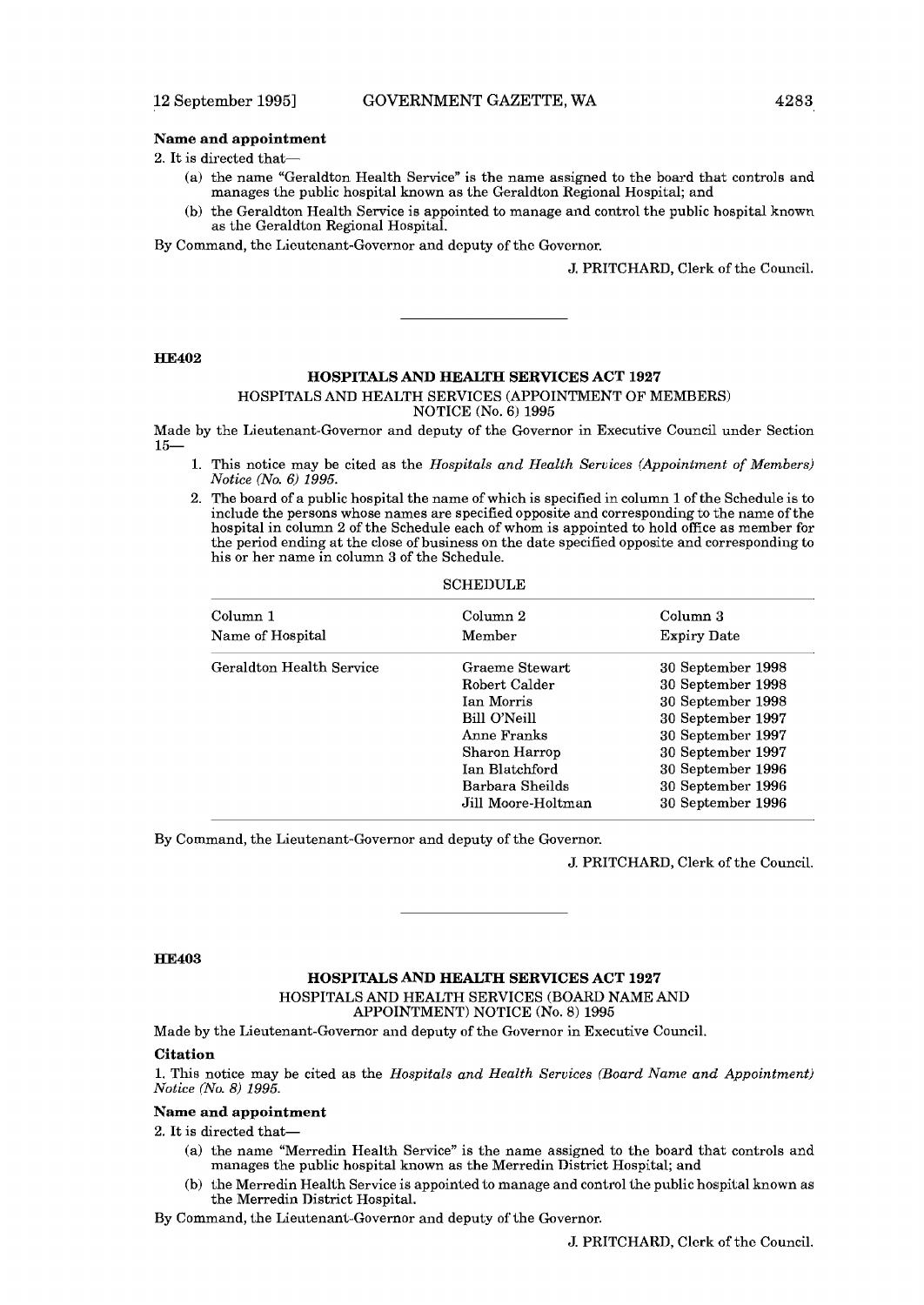### Name and appointment

2. It is directed that—
   - (a) the name "Geraldton Health Service" is the name assigned to the board that controls and manages the public hospital known as the Geraldton Regional Hospital; and
   - (b) the Geraldton Health Service is appointed to manage and control the public hospital known as the Geraldton Regional Hospital.

By Command, the Lieutenant-Governor and deputy of the Governor.

J. PRITCHARD, Clerk of the Council.

---

**HE402**

## HOSPITALS AND HEALTH SERVICES ACT 1927

### HOSPITALS AND HEALTH SERVICES (APPOINTMENT OF MEMBERS) NOTICE (No. 6) 1995

Made by the Lieutenant-Governor and deputy of the Governor in Executive Council under Section 15—

1. This notice may be cited as the *Hospitals and Health Services (Appointment of Members) Notice (No. 6) 1995.*
2. The board of a public hospital the name of which is specified in column 1 of the Schedule is to include the persons whose names are specified opposite and corresponding to the name of the hospital in column 2 of the Schedule each of whom is appointed to hold office as member for the period ending at the close of business on the date specified opposite and corresponding to his or her name in column 3 of the Schedule.

SCHEDULE

| Column 1<br>Name of Hospital | Column 2<br>Member | Column 3<br>Expiry Date |
|---|---|---|
| Geraldton Health Service | Graeme Stewart | 30 September 1998 |
| | Robert Calder | 30 September 1998 |
| | Ian Morris | 30 September 1998 |
| | Bill O'Neill | 30 September 1997 |
| | Anne Franks | 30 September 1997 |
| | Sharon Harrop | 30 September 1997 |
| | Ian Blatchford | 30 September 1996 |
| | Barbara Sheilds | 30 September 1996 |
| | Jill Moore-Holtman | 30 September 1996 |

By Command, the Lieutenant-Governor and deputy of the Governor.

J. PRITCHARD, Clerk of the Council.

---

**HE403**

## HOSPITALS AND HEALTH SERVICES ACT 1927

### HOSPITALS AND HEALTH SERVICES (BOARD NAME AND APPOINTMENT) NOTICE (No. 8) 1995

Made by the Lieutenant-Governor and deputy of the Governor in Executive Council.

### Citation

1. This notice may be cited as the *Hospitals and Health Services (Board Name and Appointment) Notice (No. 8) 1995.*

### Name and appointment

2. It is directed that—
   - (a) the name "Merredin Health Service" is the name assigned to the board that controls and manages the public hospital known as the Merredin District Hospital; and
   - (b) the Merredin Health Service is appointed to manage and control the public hospital known as the Merredin District Hospital.

By Command, the Lieutenant-Governor and deputy of the Governor.

J. PRITCHARD, Clerk of the Council.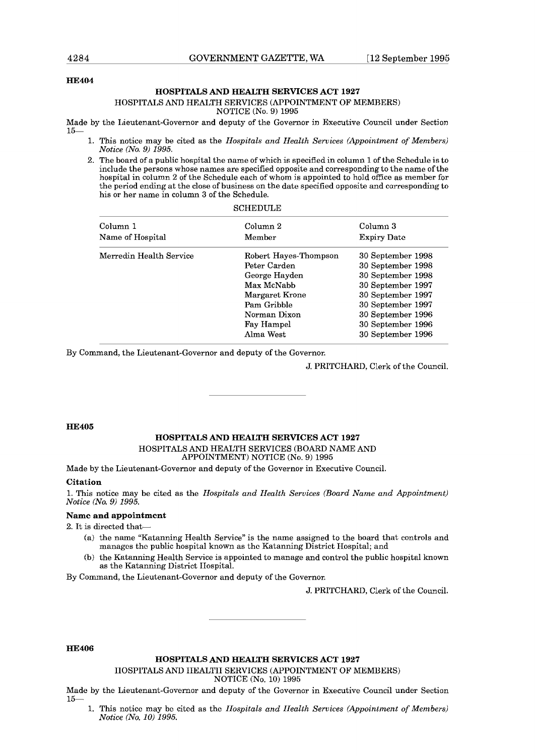**HE404**

## HOSPITALS AND HEALTH SERVICES ACT 1927

HOSPITALS AND HEALTH SERVICES (APPOINTMENT OF MEMBERS) NOTICE (No. 9) 1995

Made by the Lieutenant-Governor and deputy of the Governor in Executive Council under Section 15—

1. This notice may be cited as the *Hospitals and Health Services (Appointment of Members) Notice (No. 9) 1995.*
2. The board of a public hospital the name of which is specified in column 1 of the Schedule is to include the persons whose names are specified opposite and corresponding to the name of the hospital in column 2 of the Schedule each of whom is appointed to hold office as member for the period ending at the close of business on the date specified opposite and corresponding to his or her name in column 3 of the Schedule.

SCHEDULE

| Column 1<br>Name of Hospital | Column 2<br>Member | Column 3<br>Expiry Date |
|---|---|---|
| Merredin Health Service | Robert Hayes-Thompson | 30 September 1998 |
| | Peter Carden | 30 September 1998 |
| | George Hayden | 30 September 1998 |
| | Max McNabb | 30 September 1997 |
| | Margaret Krone | 30 September 1997 |
| | Pam Gribble | 30 September 1997 |
| | Norman Dixon | 30 September 1996 |
| | Fay Hampel | 30 September 1996 |
| | Alma West | 30 September 1996 |

By Command, the Lieutenant-Governor and deputy of the Governor.

J. PRITCHARD, Clerk of the Council.

---

**HE405**

## HOSPITALS AND HEALTH SERVICES ACT 1927

HOSPITALS AND HEALTH SERVICES (BOARD NAME AND APPOINTMENT) NOTICE (No. 9) 1995

Made by the Lieutenant-Governor and deputy of the Governor in Executive Council.

**Citation**

1. This notice may be cited as the *Hospitals and Health Services (Board Name and Appointment) Notice (No. 9) 1995.*

**Name and appointment**

2. It is directed that—

(a) the name "Katanning Health Service" is the name assigned to the board that controls and manages the public hospital known as the Katanning District Hospital; and

(b) the Katanning Health Service is appointed to manage and control the public hospital known as the Katanning District Hospital.

By Command, the Lieutenant-Governor and deputy of the Governor.

J. PRITCHARD, Clerk of the Council.

---

**HE406**

## HOSPITALS AND HEALTH SERVICES ACT 1927

HOSPITALS AND HEALTH SERVICES (APPOINTMENT OF MEMBERS) NOTICE (No. 10) 1995

Made by the Lieutenant-Governor and deputy of the Governor in Executive Council under Section 15—

1. This notice may be cited as the *Hospitals and Health Services (Appointment of Members) Notice (No. 10) 1995.*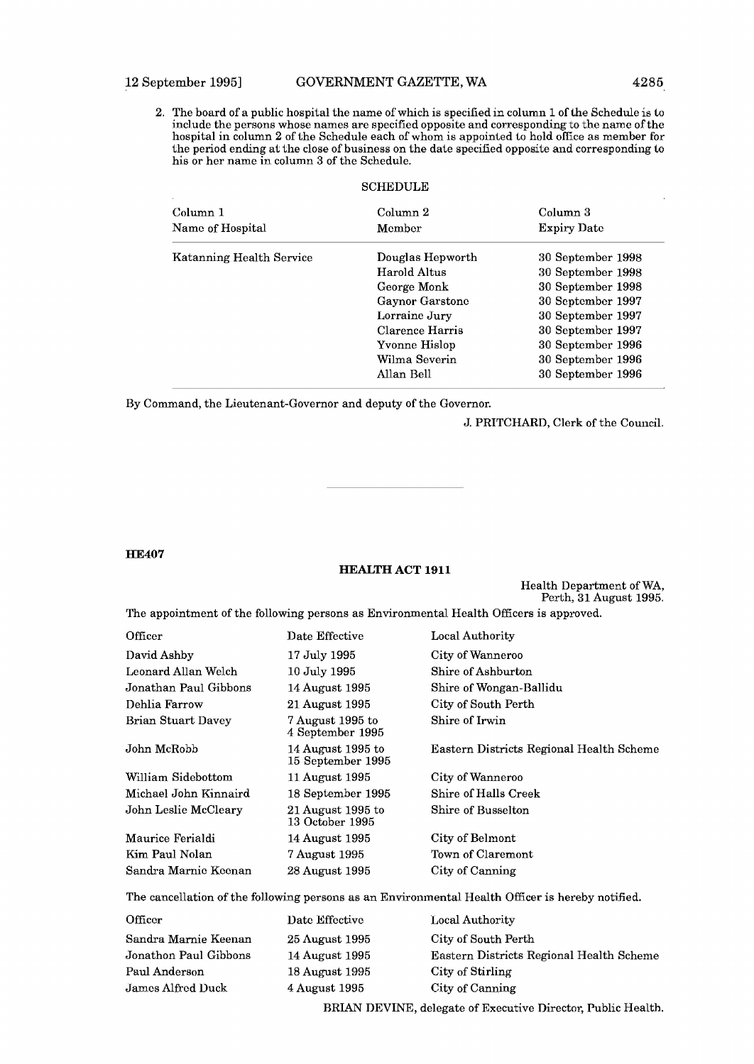2. The board of a public hospital the name of which is specified in column 1 of the Schedule is to include the persons whose names are specified opposite and corresponding to the name of the hospital in column 2 of the Schedule each of whom is appointed to hold office as member for the period ending at the close of business on the date specified opposite and corresponding to his or her name in column 3 of the Schedule.

SCHEDULE

| Column 1<br>Name of Hospital | Column 2<br>Member | Column 3<br>Expiry Date |
|---|---|---|
| Katanning Health Service | Douglas Hepworth | 30 September 1998 |
| | Harold Altus | 30 September 1998 |
| | George Monk | 30 September 1998 |
| | Gaynor Garstone | 30 September 1997 |
| | Lorraine Jury | 30 September 1997 |
| | Clarence Harris | 30 September 1997 |
| | Yvonne Hislop | 30 September 1996 |
| | Wilma Severin | 30 September 1996 |
| | Allan Bell | 30 September 1996 |

By Command, the Lieutenant-Governor and deputy of the Governor.

J. PRITCHARD, Clerk of the Council.

---

**HE407**

## HEALTH ACT 1911

Health Department of WA,
Perth, 31 August 1995.

The appointment of the following persons as Environmental Health Officers is approved.

| Officer | Date Effective | Local Authority |
|---|---|---|
| David Ashby | 17 July 1995 | City of Wanneroo |
| Leonard Allan Welch | 10 July 1995 | Shire of Ashburton |
| Jonathan Paul Gibbons | 14 August 1995 | Shire of Wongan-Ballidu |
| Dehlia Farrow | 21 August 1995 | City of South Perth |
| Brian Stuart Davey | 7 August 1995 to 4 September 1995 | Shire of Irwin |
| John McRobb | 14 August 1995 to 15 September 1995 | Eastern Districts Regional Health Scheme |
| William Sidebottom | 11 August 1995 | City of Wanneroo |
| Michael John Kinnaird | 18 September 1995 | Shire of Halls Creek |
| John Leslie McCleary | 21 August 1995 to 13 October 1995 | Shire of Busselton |
| Maurice Ferialdi | 14 August 1995 | City of Belmont |
| Kim Paul Nolan | 7 August 1995 | Town of Claremont |
| Sandra Marnie Keenan | 28 August 1995 | City of Canning |

The cancellation of the following persons as an Environmental Health Officer is hereby notified.

| Officer | Date Effective | Local Authority |
|---|---|---|
| Sandra Marnie Keenan | 25 August 1995 | City of South Perth |
| Jonathon Paul Gibbons | 14 August 1995 | Eastern Districts Regional Health Scheme |
| Paul Anderson | 18 August 1995 | City of Stirling |
| James Alfred Duck | 4 August 1995 | City of Canning |

BRIAN DEVINE, delegate of Executive Director, Public Health.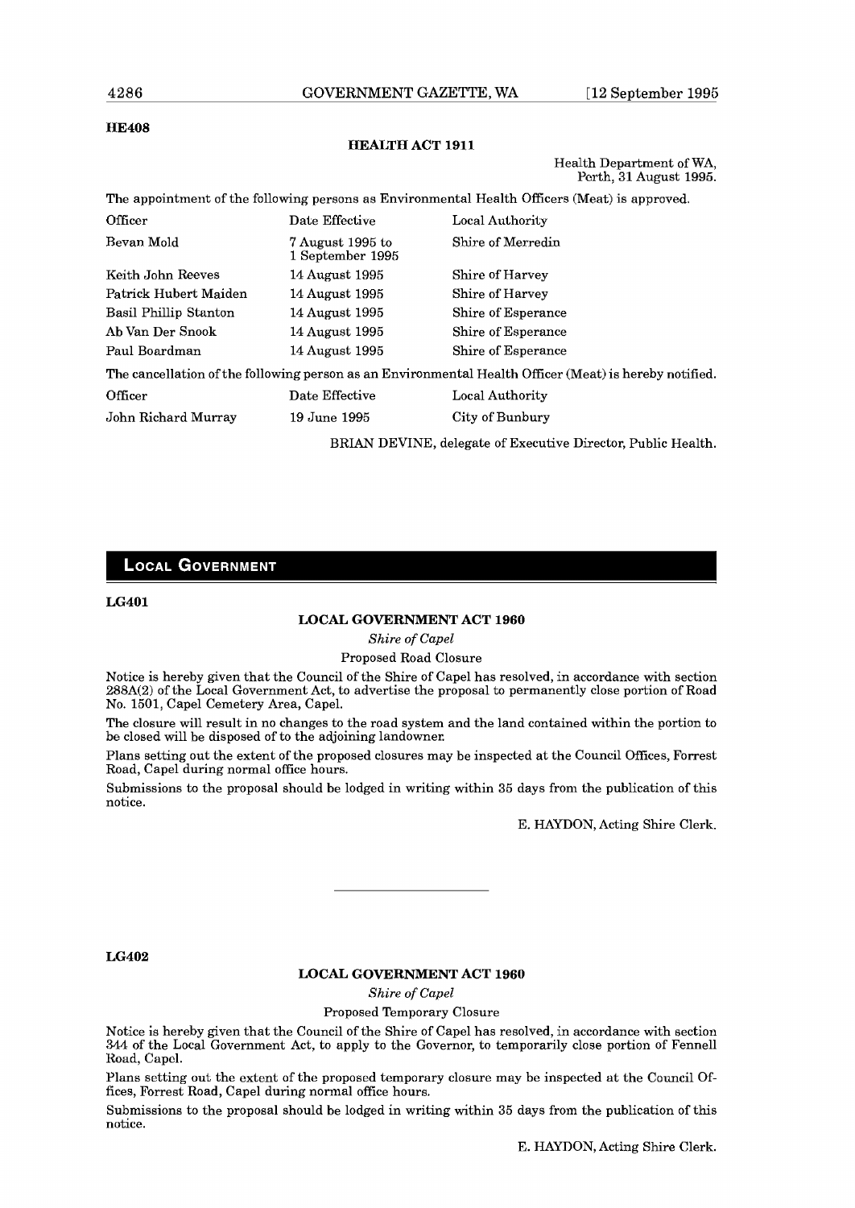**HE408**

### HEALTH ACT 1911

Health Department of WA,
Perth, 31 August 1995.

The appointment of the following persons as Environmental Health Officers (Meat) is approved.

| Officer | Date Effective | Local Authority |
|---|---|---|
| Bevan Mold | 7 August 1995 to 1 September 1995 | Shire of Merredin |
| Keith John Reeves | 14 August 1995 | Shire of Harvey |
| Patrick Hubert Maiden | 14 August 1995 | Shire of Harvey |
| Basil Phillip Stanton | 14 August 1995 | Shire of Esperance |
| Ab Van Der Snook | 14 August 1995 | Shire of Esperance |
| Paul Boardman | 14 August 1995 | Shire of Esperance |

The cancellation of the following person as an Environmental Health Officer (Meat) is hereby notified.

| Officer | Date Effective | Local Authority |
|---|---|---|
| John Richard Murray | 19 June 1995 | City of Bunbury |

BRIAN DEVINE, delegate of Executive Director, Public Health.

---

## LOCAL GOVERNMENT

**LG401**

### LOCAL GOVERNMENT ACT 1960

*Shire of Capel*

Proposed Road Closure

Notice is hereby given that the Council of the Shire of Capel has resolved, in accordance with section 288A(2) of the Local Government Act, to advertise the proposal to permanently close portion of Road No. 1501, Capel Cemetery Area, Capel.

The closure will result in no changes to the road system and the land contained within the portion to be closed will be disposed of to the adjoining landowner.

Plans setting out the extent of the proposed closures may be inspected at the Council Offices, Forrest Road, Capel during normal office hours.

Submissions to the proposal should be lodged in writing within 35 days from the publication of this notice.

E. HAYDON, Acting Shire Clerk.

---

**LG402**

### LOCAL GOVERNMENT ACT 1960

*Shire of Capel*

Proposed Temporary Closure

Notice is hereby given that the Council of the Shire of Capel has resolved, in accordance with section 344 of the Local Government Act, to apply to the Governor, to temporarily close portion of Fennell Road, Capel.

Plans setting out the extent of the proposed temporary closure may be inspected at the Council Offices, Forrest Road, Capel during normal office hours.

Submissions to the proposal should be lodged in writing within 35 days from the publication of this notice.

E. HAYDON, Acting Shire Clerk.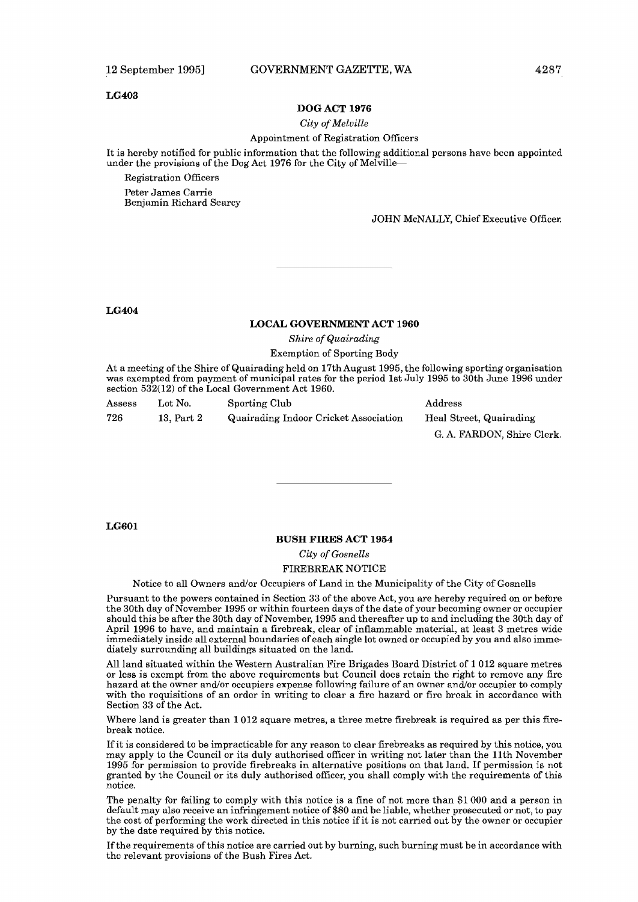LG403

## DOG ACT 1976

*City of Melville*

Appointment of Registration Officers

It is hereby notified for public information that the following additional persons have been appointed under the provisions of the Dog Act 1976 for the City of Melville—

Registration Officers

Peter James Carrie
Benjamin Richard Searcy

JOHN McNALLY, Chief Executive Officer.

---

LG404

## LOCAL GOVERNMENT ACT 1960

*Shire of Quairading*

Exemption of Sporting Body

At a meeting of the Shire of Quairading held on 17th August 1995, the following sporting organisation was exempted from payment of municipal rates for the period 1st July 1995 to 30th June 1996 under section 532(12) of the Local Government Act 1960.

| Assess | Lot No. | Sporting Club | Address |
|---|---|---|---|
| 726 | 13, Part 2 | Quairading Indoor Cricket Association | Heal Street, Quairading |

G. A. FARDON, Shire Clerk.

---

LG601

## BUSH FIRES ACT 1954

*City of Gosnells*

FIREBREAK NOTICE

Notice to all Owners and/or Occupiers of Land in the Municipality of the City of Gosnells

Pursuant to the powers contained in Section 33 of the above Act, you are hereby required on or before the 30th day of November 1995 or within fourteen days of the date of your becoming owner or occupier should this be after the 30th day of November, 1995 and thereafter up to and including the 30th day of April 1996 to have, and maintain a firebreak, clear of inflammable material, at least 3 metres wide immediately inside all external boundaries of each single lot owned or occupied by you and also immediately surrounding all buildings situated on the land.

All land situated within the Western Australian Fire Brigades Board District of 1 012 square metres or less is exempt from the above requirements but Council does retain the right to remove any fire hazard at the owner and/or occupiers expense following failure of an owner and/or occupier to comply with the requisitions of an order in writing to clear a fire hazard or fire break in accordance with Section 33 of the Act.

Where land is greater than 1 012 square metres, a three metre firebreak is required as per this firebreak notice.

If it is considered to be impracticable for any reason to clear firebreaks as required by this notice, you may apply to the Council or its duly authorised officer in writing not later than the 11th November 1995 for permission to provide firebreaks in alternative positions on that land. If permission is not granted by the Council or its duly authorised officer, you shall comply with the requirements of this notice.

The penalty for failing to comply with this notice is a fine of not more than $1 000 and a person in default may also receive an infringement notice of $80 and be liable, whether prosecuted or not, to pay the cost of performing the work directed in this notice if it is not carried out by the owner or occupier by the date required by this notice.

If the requirements of this notice are carried out by burning, such burning must be in accordance with the relevant provisions of the Bush Fires Act.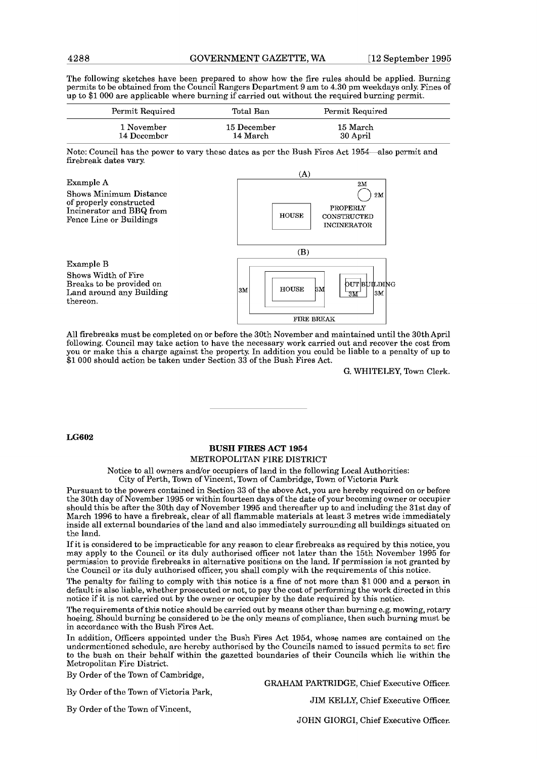The following sketches have been prepared to show how the fire rules should be applied. Burning permits to be obtained from the Council Rangers Department 9 am to 4.30 pm weekdays only. Fines of up to $1 000 are applicable where burning if carried out without the required burning permit.

| Permit Required | Total Ban | Permit Required |
|---|---|---|
| 1 November<br>14 December | 15 December<br>14 March | 15 March<br>30 April |

Note: Council has the power to vary these dates as per the Bush Fires Act 1954—also permit and firebreak dates vary.

Example A

Shows Minimum Distance of properly constructed Incinerator and BBQ from Fence Line or Buildings

(A)

2M 2M HOUSE PROPERLY CONSTRUCTED INCINERATOR

Example B

Shows Width of Fire Breaks to be provided on Land around any Building thereon.

(B)

3M HOUSE 3M OUT BUILDING 3M 3M FIRE BREAK

All firebreaks must be completed on or before the 30th November and maintained until the 30th April following. Council may take action to have the necessary work carried out and recover the cost from you or make this a charge against the property. In addition you could be liable to a penalty of up to $1 000 should action be taken under Section 33 of the Bush Fires Act.

G. WHITELEY, Town Clerk.

---

**LG602**

## BUSH FIRES ACT 1954

### METROPOLITAN FIRE DISTRICT

Notice to all owners and/or occupiers of land in the following Local Authorities:
City of Perth, Town of Vincent, Town of Cambridge, Town of Victoria Park

Pursuant to the powers contained in Section 33 of the above Act, you are hereby required on or before the 30th day of November 1995 or within fourteen days of the date of your becoming owner or occupier should this be after the 30th day of November 1995 and thereafter up to and including the 31st day of March 1996 to have a firebreak, clear of all flammable materials at least 3 metres wide immediately inside all external boundaries of the land and also immediately surrounding all buildings situated on the land.

If it is considered to be impracticable for any reason to clear firebreaks as required by this notice, you may apply to the Council or its duly authorised officer not later than the 15th November 1995 for permission to provide firebreaks in alternative positions on the land. If permission is not granted by the Council or its duly authorised officer, you shall comply with the requirements of this notice.

The penalty for failing to comply with this notice is a fine of not more than $1 000 and a person in default is also liable, whether prosecuted or not, to pay the cost of performing the work directed in this notice if it is not carried out by the owner or occupier by the date required by this notice.

The requirements of this notice should be carried out by means other than burning e.g. mowing, rotary hoeing. Should burning be considered to be the only means of compliance, then such burning must be in accordance with the Bush Fires Act.

In addition, Officers appointed under the Bush Fires Act 1954, whose names are contained on the undermentioned schedule, are hereby authorised by the Councils named to issued permits to set fire to the bush on their behalf within the gazetted boundaries of their Councils which lie within the Metropolitan Fire District.

By Order of the Town of Cambridge,

GRAHAM PARTRIDGE, Chief Executive Officer.

By Order of the Town of Victoria Park,

JIM KELLY, Chief Executive Officer.

By Order of the Town of Vincent,

JOHN GIORGI, Chief Executive Officer.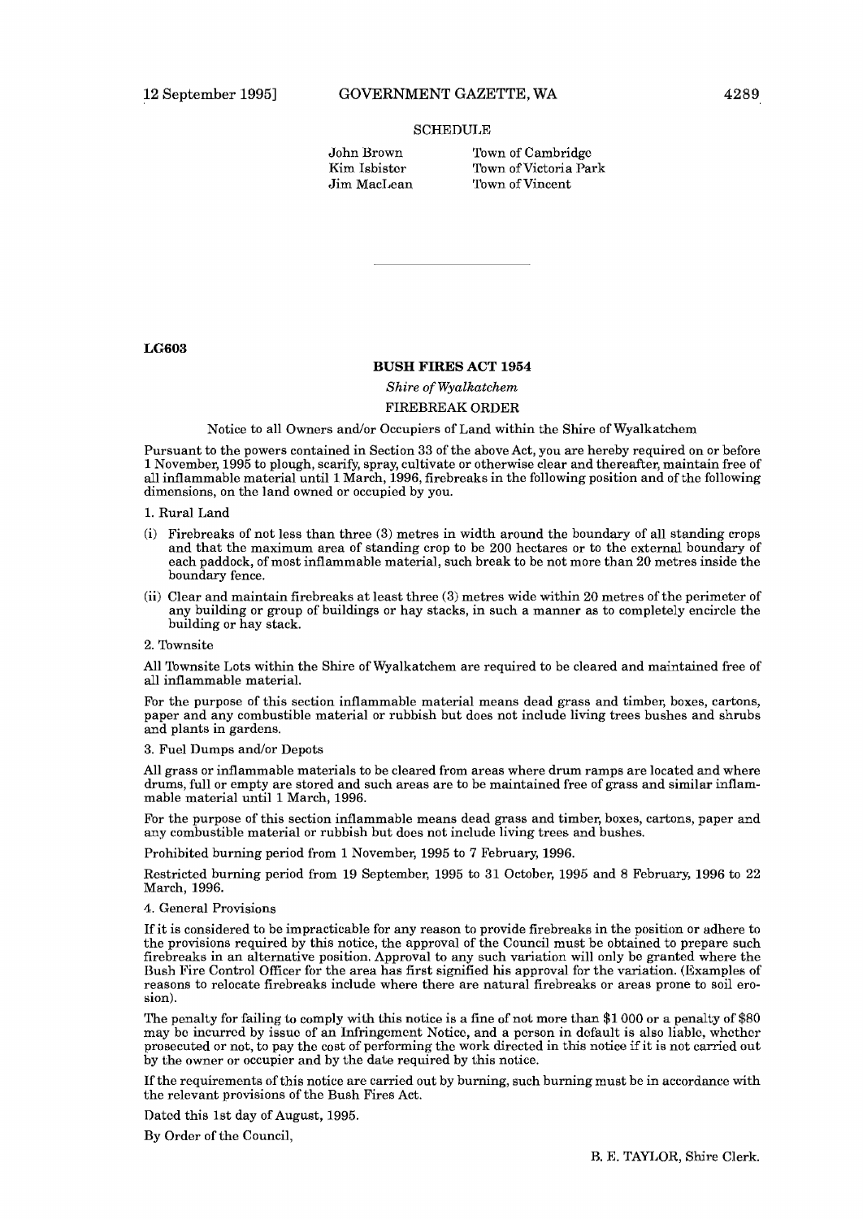SCHEDULE

| | |
|---|---|
| John Brown | Town of Cambridge |
| Kim Isbister | Town of Victoria Park |
| Jim MacLean | Town of Vincent |

---

**LG603**

## BUSH FIRES ACT 1954

*Shire of Wyalkatchem*

FIREBREAK ORDER

Notice to all Owners and/or Occupiers of Land within the Shire of Wyalkatchem

Pursuant to the powers contained in Section 33 of the above Act, you are hereby required on or before 1 November, 1995 to plough, scarify, spray, cultivate or otherwise clear and thereafter, maintain free of all inflammable material until 1 March, 1996, firebreaks in the following position and of the following dimensions, on the land owned or occupied by you.

1. Rural Land

(i) Firebreaks of not less than three (3) metres in width around the boundary of all standing crops and that the maximum area of standing crop to be 200 hectares or to the external boundary of each paddock, of most inflammable material, such break to be not more than 20 metres inside the boundary fence.

(ii) Clear and maintain firebreaks at least three (3) metres wide within 20 metres of the perimeter of any building or group of buildings or hay stacks, in such a manner as to completely encircle the building or hay stack.

2. Townsite

All Townsite Lots within the Shire of Wyalkatchem are required to be cleared and maintained free of all inflammable material.

For the purpose of this section inflammable material means dead grass and timber, boxes, cartons, paper and any combustible material or rubbish but does not include living trees bushes and shrubs and plants in gardens.

3. Fuel Dumps and/or Depots

All grass or inflammable materials to be cleared from areas where drum ramps are located and where drums, full or empty are stored and such areas are to be maintained free of grass and similar inflammable material until 1 March, 1996.

For the purpose of this section inflammable means dead grass and timber, boxes, cartons, paper and any combustible material or rubbish but does not include living trees and bushes.

Prohibited burning period from 1 November, 1995 to 7 February, 1996.

Restricted burning period from 19 September, 1995 to 31 October, 1995 and 8 February, 1996 to 22 March, 1996.

4. General Provisions

If it is considered to be impracticable for any reason to provide firebreaks in the position or adhere to the provisions required by this notice, the approval of the Council must be obtained to prepare such firebreaks in an alternative position. Approval to any such variation will only be granted where the Bush Fire Control Officer for the area has first signified his approval for the variation. (Examples of reasons to relocate firebreaks include where there are natural firebreaks or areas prone to soil erosion).

The penalty for failing to comply with this notice is a fine of not more than $1 000 or a penalty of $80 may be incurred by issue of an Infringement Notice, and a person in default is also liable, whether prosecuted or not, to pay the cost of performing the work directed in this notice if it is not carried out by the owner or occupier and by the date required by this notice.

If the requirements of this notice are carried out by burning, such burning must be in accordance with the relevant provisions of the Bush Fires Act.

Dated this 1st day of August, 1995.

By Order of the Council,

B. E. TAYLOR, Shire Clerk.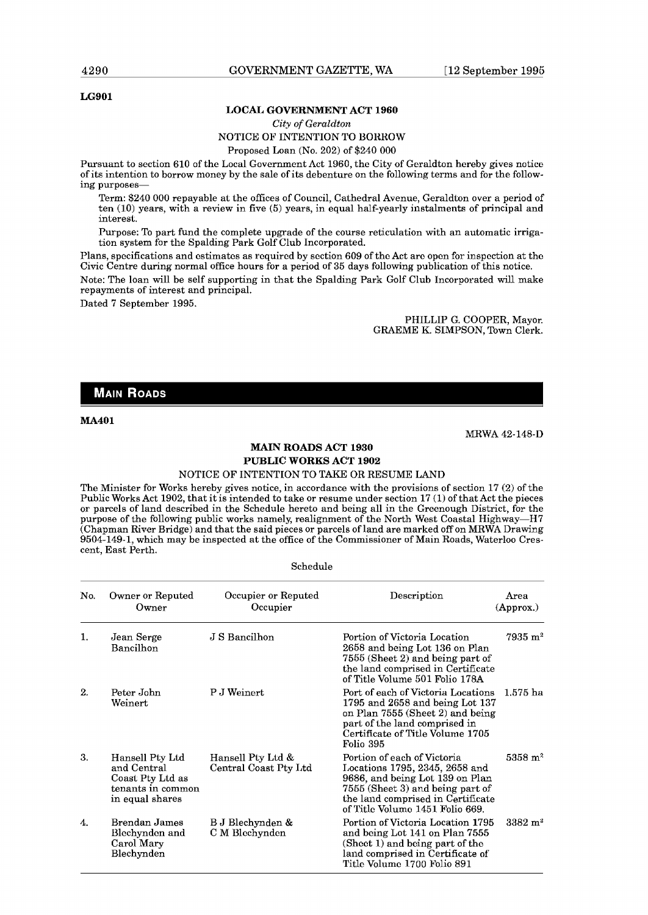**LG901**

## LOCAL GOVERNMENT ACT 1960

*City of Geraldton*

NOTICE OF INTENTION TO BORROW

Proposed Loan (No. 202) of $240 000

Pursuant to section 610 of the Local Government Act 1960, the City of Geraldton hereby gives notice of its intention to borrow money by the sale of its debenture on the following terms and for the following purposes—

Term: $240 000 repayable at the offices of Council, Cathedral Avenue, Geraldton over a period of ten (10) years, with a review in five (5) years, in equal half-yearly instalments of principal and interest.

Purpose: To part fund the complete upgrade of the course reticulation with an automatic irrigation system for the Spalding Park Golf Club Incorporated.

Plans, specifications and estimates as required by section 609 of the Act are open for inspection at the Civic Centre during normal office hours for a period of 35 days following publication of this notice.

Note: The loan will be self supporting in that the Spalding Park Golf Club Incorporated will make repayments of interest and principal.

Dated 7 September 1995.

PHILLIP G. COOPER, Mayor.
GRAEME K. SIMPSON, Town Clerk.

# MAIN ROADS

**MA401**

MRWA 42-148-D

## MAIN ROADS ACT 1930
## PUBLIC WORKS ACT 1902

NOTICE OF INTENTION TO TAKE OR RESUME LAND

The Minister for Works hereby gives notice, in accordance with the provisions of section 17 (2) of the Public Works Act 1902, that it is intended to take or resume under section 17 (1) of that Act the pieces or parcels of land described in the Schedule hereto and being all in the Greenough District, for the purpose of the following public works namely, realignment of the North West Coastal Highway—H7 (Chapman River Bridge) and that the said pieces or parcels of land are marked off on MRWA Drawing 9504-149-1, which may be inspected at the office of the Commissioner of Main Roads, Waterloo Crescent, East Perth.

Schedule

| No. | Owner or Reputed Owner | Occupier or Reputed Occupier | Description | Area (Approx.) |
|---|---|---|---|---|
| 1. | Jean Serge Bancilhon | J S Bancilhon | Portion of Victoria Location 2658 and being Lot 136 on Plan 7555 (Sheet 2) and being part of the land comprised in Certificate of Title Volume 501 Folio 178A | 7935 m$^2$ |
| 2. | Peter John Weinert | P J Weinert | Port of each of Victoria Locations 1795 and 2658 and being Lot 137 on Plan 7555 (Sheet 2) and being part of the land comprised in Certificate of Title Volume 1705 Folio 395 | 1.575 ha |
| 3. | Hansell Pty Ltd and Central Coast Pty Ltd as tenants in common in equal shares | Hansell Pty Ltd & Central Coast Pty Ltd | Portion of each of Victoria Locations 1795, 2345, 2658 and 9686, and being Lot 139 on Plan 7555 (Sheet 3) and being part of the land comprised in Certificate of Title Volume 1451 Folio 669. | 5358 m$^2$ |
| 4. | Brendan James Blechynden and Carol Mary Blechynden | B J Blechynden & C M Blechynden | Portion of Victoria Location 1795 and being Lot 141 on Plan 7555 (Sheet 1) and being part of the land comprised in Certificate of Title Volume 1700 Folio 891 | 3382 m$^2$ |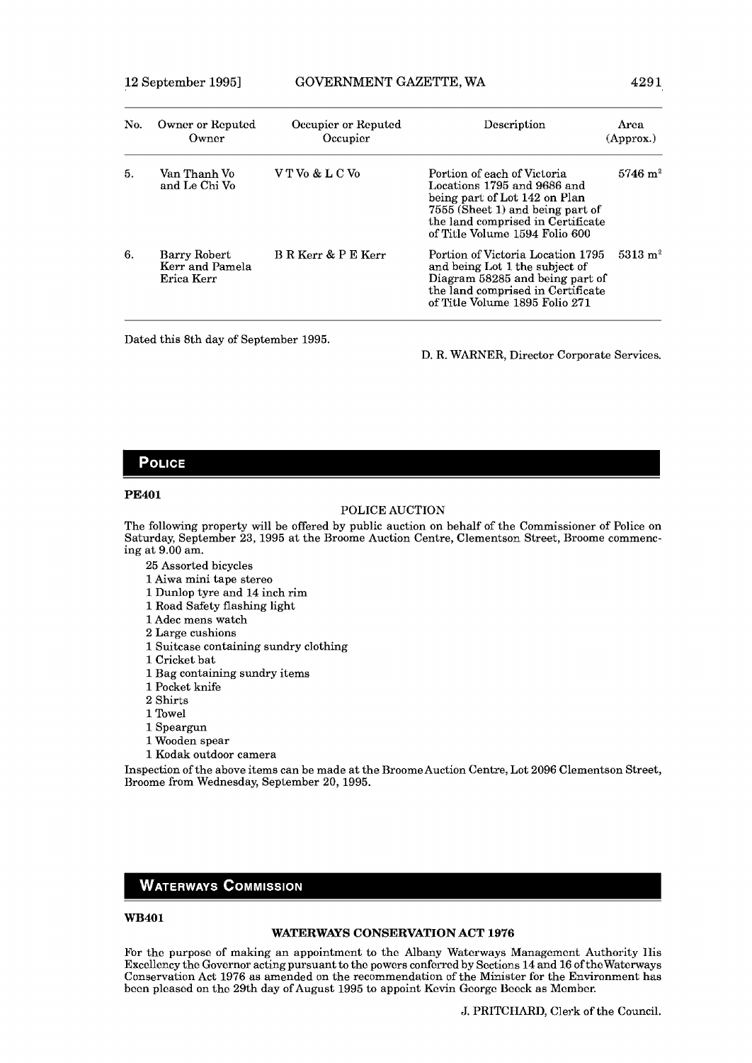| No. | Owner or Reputed Owner | Occupier or Reputed Occupier | Description | Area (Approx.) |
|---|---|---|---|---|
| 5. | Van Thanh Vo and Le Chi Vo | V T Vo & L C Vo | Portion of each of Victoria Locations 1795 and 9686 and being part of Lot 142 on Plan 7555 (Sheet 1) and being part of the land comprised in Certificate of Title Volume 1594 Folio 600 | 5746 $m^2$ |
| 6. | Barry Robert Kerr and Pamela Erica Kerr | B R Kerr & P E Kerr | Portion of Victoria Location 1795 and being Lot 1 the subject of Diagram 58285 and being part of the land comprised in Certificate of Title Volume 1895 Folio 271 | 5313 $m^2$ |

Dated this 8th day of September 1995.

D. R. WARNER, Director Corporate Services.

## POLICE

**PE401**

POLICE AUCTION

The following property will be offered by public auction on behalf of the Commissioner of Police on Saturday, September 23, 1995 at the Broome Auction Centre, Clementson Street, Broome commencing at 9.00 am.

- 25 Assorted bicycles
- 1 Aiwa mini tape stereo
- 1 Dunlop tyre and 14 inch rim
- 1 Road Safety flashing light
- 1 Adec mens watch
- 2 Large cushions
- 1 Suitcase containing sundry clothing
- 1 Cricket bat
- 1 Bag containing sundry items
- 1 Pocket knife
- 2 Shirts
- 1 Towel
- 1 Speargun
- 1 Wooden spear
- 1 Kodak outdoor camera

Inspection of the above items can be made at the Broome Auction Centre, Lot 2096 Clementson Street, Broome from Wednesday, September 20, 1995.

## WATERWAYS COMMISSION

**WB401**

**WATERWAYS CONSERVATION ACT 1976**

For the purpose of making an appointment to the Albany Waterways Management Authority His Excellency the Governor acting pursuant to the powers conferred by Sections 14 and 16 of the Waterways Conservation Act 1976 as amended on the recommendation of the Minister for the Environment has been pleased on the 29th day of August 1995 to appoint Kevin George Beeck as Member.

J. PRITCHARD, Clerk of the Council.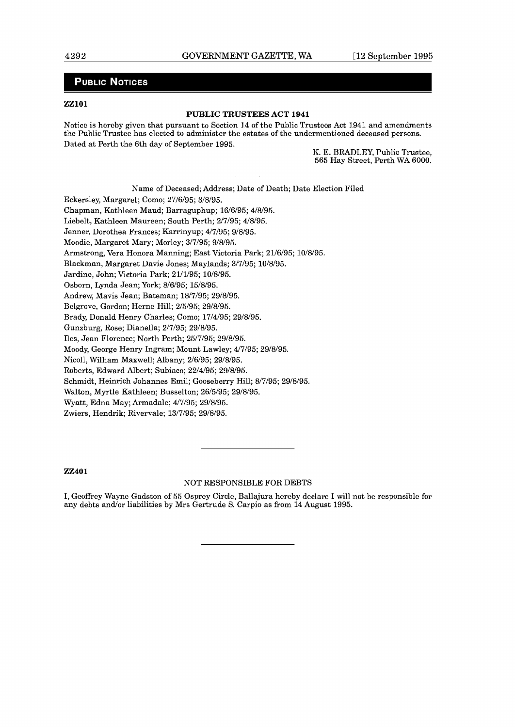## PUBLIC NOTICES

**ZZ101**

**PUBLIC TRUSTEES ACT 1941**

Notice is hereby given that pursuant to Section 14 of the Public Trustees Act 1941 and amendments the Public Trustee has elected to administer the estates of the undermentioned deceased persons.

Dated at Perth the 6th day of September 1995.

K. E. BRADLEY, Public Trustee,
565 Hay Street, Perth WA 6000.

Name of Deceased; Address; Date of Death; Date Election Filed

Eckersley, Margaret; Como; 27/6/95; 3/8/95.
Chapman, Kathleen Maud; Barraguphup; 16/6/95; 4/8/95.
Liebelt, Kathleen Maureen; South Perth; 2/7/95; 4/8/95.
Jenner, Dorothea Frances; Karrinyup; 4/7/95; 9/8/95.
Moodie, Margaret Mary; Morley; 3/7/95; 9/8/95.
Armstrong, Vera Honora Manning; East Victoria Park; 21/6/95; 10/8/95.
Blackman, Margaret Davie Jones; Maylands; 3/7/95; 10/8/95.
Jardine, John; Victoria Park; 21/1/95; 10/8/95.
Osborn, Lynda Jean; York; 8/6/95; 15/8/95.
Andrew, Mavis Jean; Bateman; 18/7/95; 29/8/95.
Belgrove, Gordon; Herne Hill; 2/5/95; 29/8/95.
Brady, Donald Henry Charles; Como; 17/4/95; 29/8/95.
Gunzburg, Rose; Dianella; 2/7/95; 29/8/95.
Iles, Jean Florence; North Perth; 25/7/95; 29/8/95.
Moody, George Henry Ingram; Mount Lawley; 4/7/95; 29/8/95.
Nicoll, William Maxwell; Albany; 2/6/95; 29/8/95.
Roberts, Edward Albert; Subiaco; 22/4/95; 29/8/95.
Schmidt, Heinrich Johannes Emil; Gooseberry Hill; 8/7/95; 29/8/95.
Walton, Myrtle Kathleen; Busselton; 26/5/95; 29/8/95.
Wyatt, Edna May; Armadale; 4/7/95; 29/8/95.
Zwiers, Hendrik; Rivervale; 13/7/95; 29/8/95.

---

**ZZ401**

NOT RESPONSIBLE FOR DEBTS

I, Geoffrey Wayne Gadston of 55 Osprey Circle, Ballajura hereby declare I will not be responsible for any debts and/or liabilities by Mrs Gertrude S. Carpio as from 14 August 1995.

---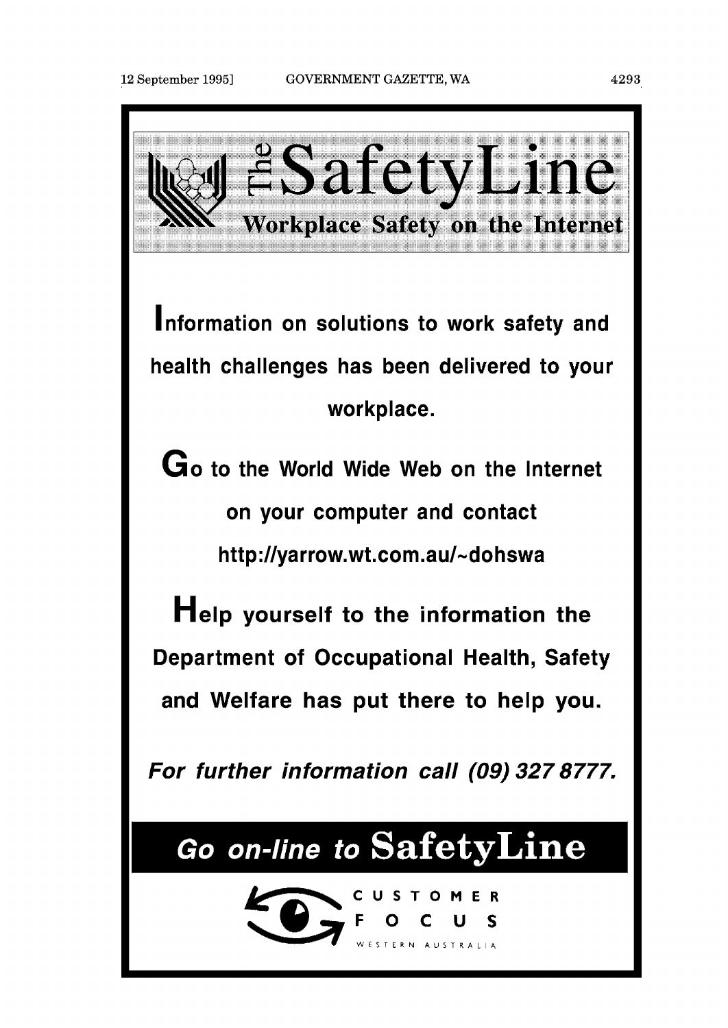# The SafetyLine

## Workplace Safety on the Internet

**Information on solutions to work safety and health challenges has been delivered to your workplace.**

**Go to the World Wide Web on the Internet on your computer and contact http://yarrow.wt.com.au/~dohswa**

**Help yourself to the information the Department of Occupational Health, Safety and Welfare has put there to help you.**

***For further information call (09) 327 8777.***

## *Go on-line to* SafetyLine

CUSTOMER FOCUS

WESTERN AUSTRALIA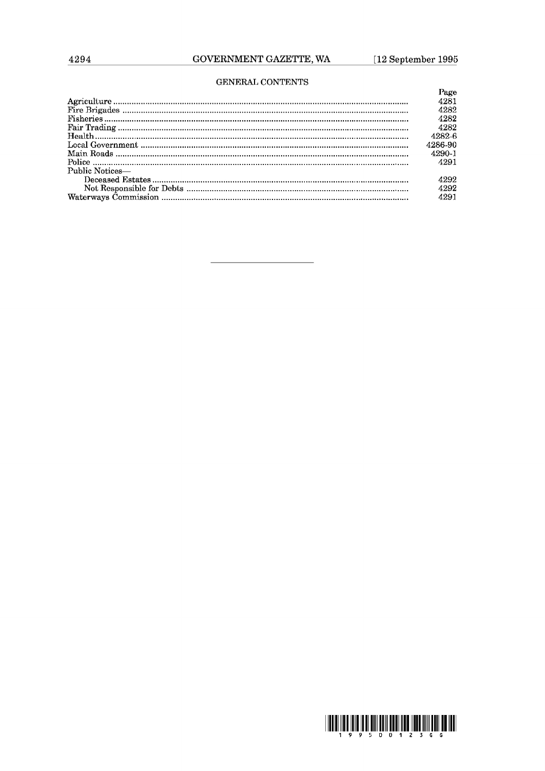## GENERAL CONTENTS

| | Page |
|---|---|
| Agriculture | 4281 |
| Fire Brigades | 4282 |
| Fisheries | 4282 |
| Fair Trading | 4282 |
| Health | 4282-6 |
| Local Government | 4286-90 |
| Main Roads | 4290-1 |
| Police | 4291 |
| Public Notices— | |
| Deceased Estates | 4292 |
| Not Responsible for Debts | 4292 |
| Waterways Commission | 4291 |

1 9 9 5 0 0 1 2 3 G G